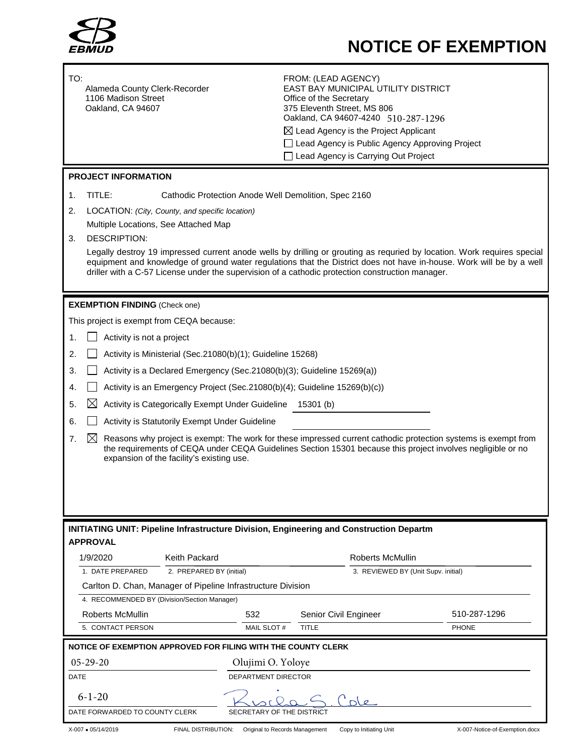EBMUD

# NOTICE OF EXEMPTION

TO:
Alameda County Clerk-Recorder
1106 Madison Street
Oakland, CA 94607

FROM: (LEAD AGENCY)
EAST BAY MUNICIPAL UTILITY DISTRICT
Office of the Secretary
375 Eleventh Street, MS 806
Oakland, CA 94607-4240 510-287-1296

☒ Lead Agency is the Project Applicant
☐ Lead Agency is Public Agency Approving Project
☐ Lead Agency is Carrying Out Project

## PROJECT INFORMATION

1. TITLE: Cathodic Protection Anode Well Demolition, Spec 2160
2. LOCATION: *(City, County, and specific location)*
   Multiple Locations, See Attached Map
3. DESCRIPTION:
   Legally destroy 19 impressed current anode wells by drilling or grouting as requried by location. Work requires special equipment and knowledge of ground water regulations that the District does not have in-house. Work will be by a well driller with a C-57 License under the supervision of a cathodic protection construction manager.

## EXEMPTION FINDING (Check one)

This project is exempt from CEQA because:

1. ☐ Activity is not a project
2. ☐ Activity is Ministerial (Sec.21080(b)(1); Guideline 15268)
3. ☐ Activity is a Declared Emergency (Sec.21080(b)(3); Guideline 15269(a))
4. ☐ Activity is an Emergency Project (Sec.21080(b)(4); Guideline 15269(b)(c))
5. ☒ Activity is Categorically Exempt Under Guideline 15301 (b)
6. ☐ Activity is Statutorily Exempt Under Guideline
7. ☒ Reasons why project is exempt: The work for these impressed current cathodic protection systems is exempt from the requirements of CEQA under CEQA Guidelines Section 15301 because this project involves negligible or no expansion of the facility's existing use.

**INITIATING UNIT: Pipeline Infrastructure Division, Engineering and Construction Departm**

**APPROVAL**

| 1/9/2020 | Keith Packard | Roberts McMullin |
|---|---|---|
| 1. DATE PREPARED | 2. PREPARED BY (initial) | 3. REVIEWED BY (Unit Supv. initial) |

Carlton D. Chan, Manager of Pipeline Infrastructure Division
4. RECOMMENDED BY (Division/Section Manager)

| Roberts McMullin | 532 | Senior Civil Engineer | 510-287-1296 |
|---|---|---|---|
| 5. CONTACT PERSON | MAIL SLOT # | TITLE | PHONE |

**NOTICE OF EXEMPTION APPROVED FOR FILING WITH THE COUNTY CLERK**

| 05-29-20 | Olujimi O. Yoloye |
|---|---|
| DATE | DEPARTMENT DIRECTOR |
| 6-1-20 | Rischa S. Cole |
| DATE FORWARDED TO COUNTY CLERK | SECRETARY OF THE DISTRICT |

X-007 • 05/14/2019 FINAL DISTRIBUTION: Original to Records Management Copy to Initiating Unit X-007-Notice-of-Exemption.docx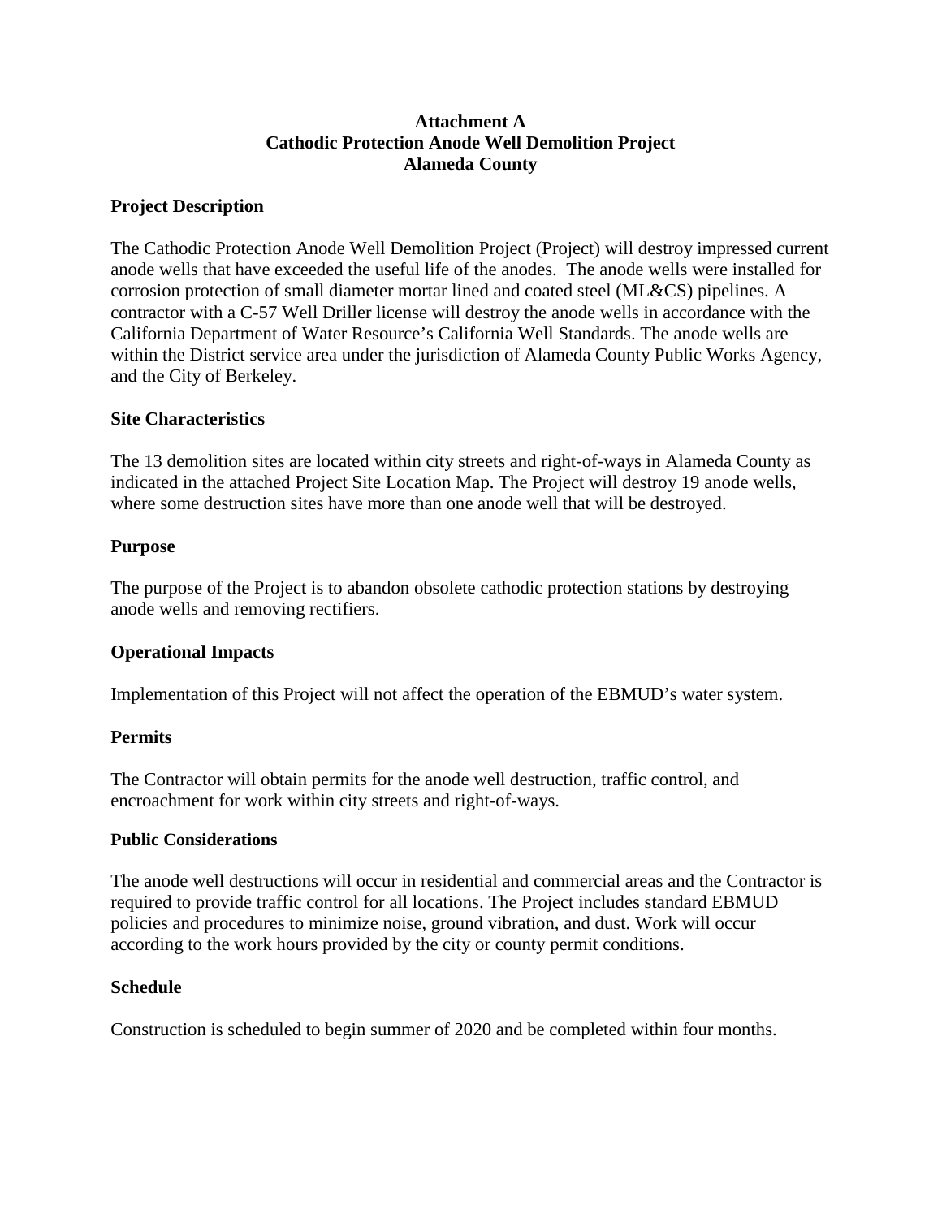**Attachment A**
**Cathodic Protection Anode Well Demolition Project**
**Alameda County**

## Project Description

The Cathodic Protection Anode Well Demolition Project (Project) will destroy impressed current anode wells that have exceeded the useful life of the anodes. The anode wells were installed for corrosion protection of small diameter mortar lined and coated steel (ML&CS) pipelines. A contractor with a C-57 Well Driller license will destroy the anode wells in accordance with the California Department of Water Resource's California Well Standards. The anode wells are within the District service area under the jurisdiction of Alameda County Public Works Agency, and the City of Berkeley.

## Site Characteristics

The 13 demolition sites are located within city streets and right-of-ways in Alameda County as indicated in the attached Project Site Location Map. The Project will destroy 19 anode wells, where some destruction sites have more than one anode well that will be destroyed.

## Purpose

The purpose of the Project is to abandon obsolete cathodic protection stations by destroying anode wells and removing rectifiers.

## Operational Impacts

Implementation of this Project will not affect the operation of the EBMUD's water system.

## Permits

The Contractor will obtain permits for the anode well destruction, traffic control, and encroachment for work within city streets and right-of-ways.

## Public Considerations

The anode well destructions will occur in residential and commercial areas and the Contractor is required to provide traffic control for all locations. The Project includes standard EBMUD policies and procedures to minimize noise, ground vibration, and dust. Work will occur according to the work hours provided by the city or county permit conditions.

## Schedule

Construction is scheduled to begin summer of 2020 and be completed within four months.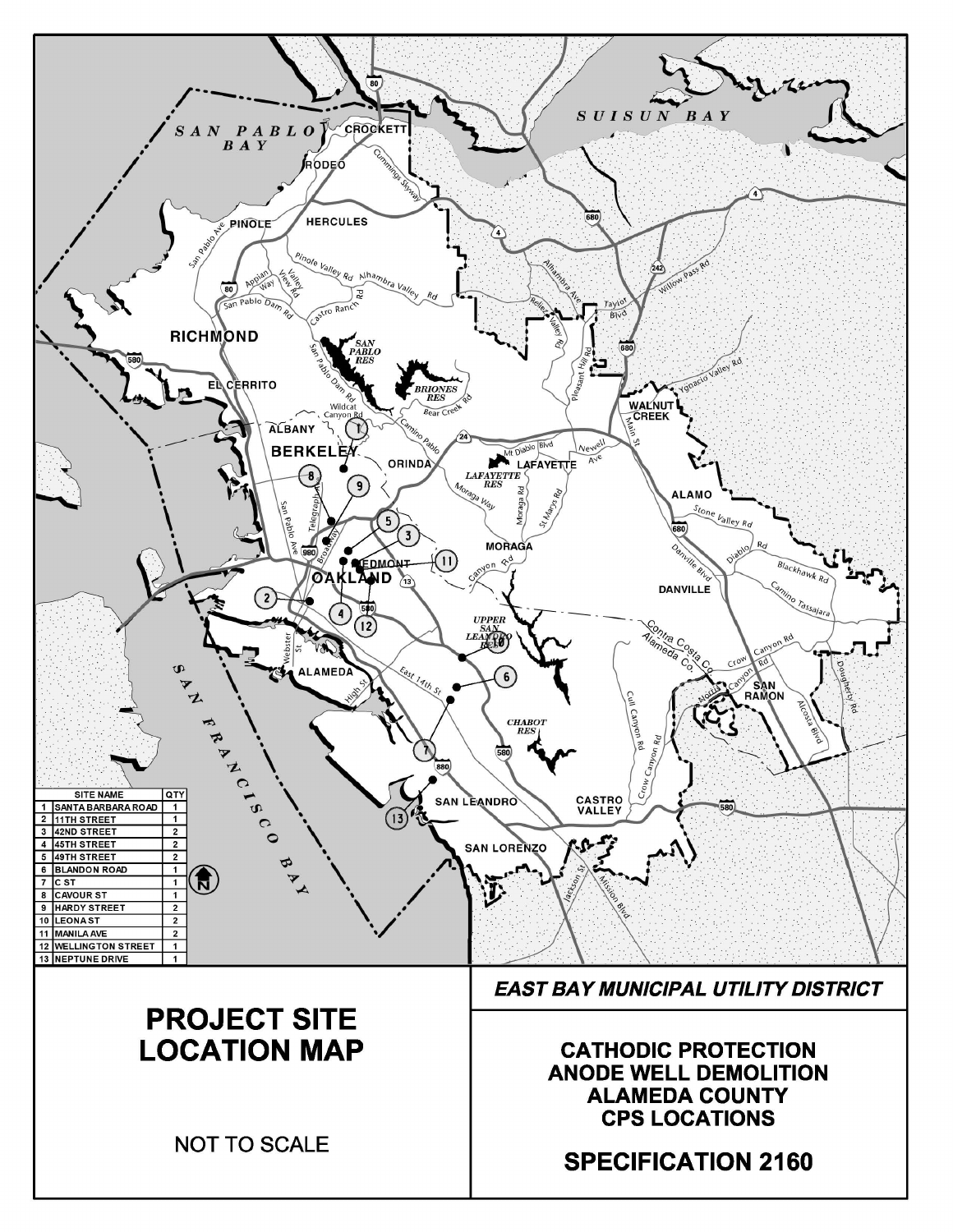| | SITE NAME | QTY |
|---|---|---|
| 1 | SANTA BARBARA ROAD | 1 |
| 2 | 11TH STREET | 1 |
| 3 | 42ND STREET | 2 |
| 4 | 45TH STREET | 2 |
| 5 | 49TH STREET | 2 |
| 6 | BLANDON ROAD | 1 |
| 7 | C ST | 1 |
| 8 | CAVOUR ST | 1 |
| 9 | HARDY STREET | 2 |
| 10 | LEONA ST | 2 |
| 11 | MANILA AVE | 2 |
| 12 | WELLINGTON STREET | 1 |
| 13 | NEPTUNE DRIVE | 1 |

# PROJECT SITE LOCATION MAP

NOT TO SCALE

***EAST BAY MUNICIPAL UTILITY DISTRICT***

**CATHODIC PROTECTION ANODE WELL DEMOLITION ALAMEDA COUNTY CPS LOCATIONS**

**SPECIFICATION 2160**